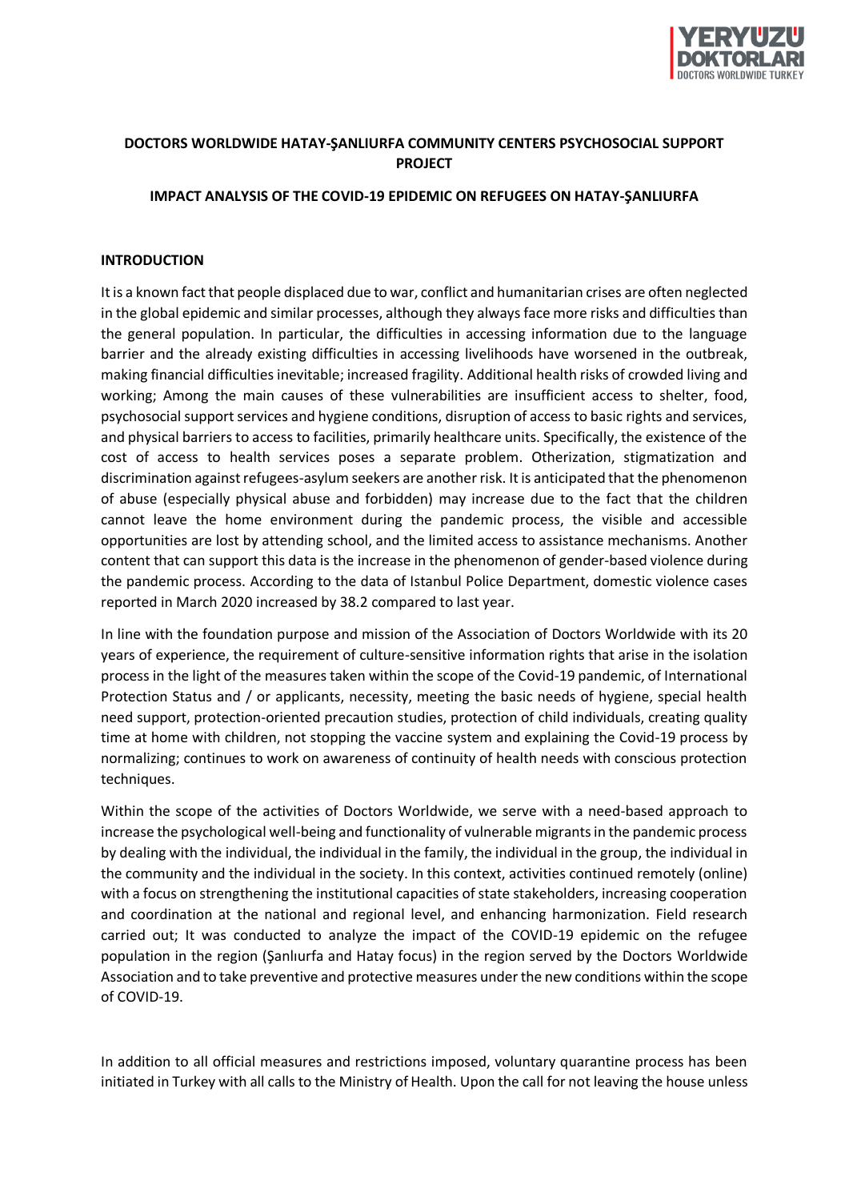**DOCTORS WORLDWIDE HATAY-ŞANLIURFA COMMUNITY CENTERS PSYCHOSOCIAL SUPPORT PROJECT**

**IMPACT ANALYSIS OF THE COVID-19 EPIDEMIC ON REFUGEES ON HATAY-ŞANLIURFA**

## INTRODUCTION

It is a known fact that people displaced due to war, conflict and humanitarian crises are often neglected in the global epidemic and similar processes, although they always face more risks and difficulties than the general population. In particular, the difficulties in accessing information due to the language barrier and the already existing difficulties in accessing livelihoods have worsened in the outbreak, making financial difficulties inevitable; increased fragility. Additional health risks of crowded living and working; Among the main causes of these vulnerabilities are insufficient access to shelter, food, psychosocial support services and hygiene conditions, disruption of access to basic rights and services, and physical barriers to access to facilities, primarily healthcare units. Specifically, the existence of the cost of access to health services poses a separate problem. Otherization, stigmatization and discrimination against refugees-asylum seekers are another risk. It is anticipated that the phenomenon of abuse (especially physical abuse and forbidden) may increase due to the fact that the children cannot leave the home environment during the pandemic process, the visible and accessible opportunities are lost by attending school, and the limited access to assistance mechanisms. Another content that can support this data is the increase in the phenomenon of gender-based violence during the pandemic process. According to the data of Istanbul Police Department, domestic violence cases reported in March 2020 increased by 38.2 compared to last year.

In line with the foundation purpose and mission of the Association of Doctors Worldwide with its 20 years of experience, the requirement of culture-sensitive information rights that arise in the isolation process in the light of the measures taken within the scope of the Covid-19 pandemic, of International Protection Status and / or applicants, necessity, meeting the basic needs of hygiene, special health need support, protection-oriented precaution studies, protection of child individuals, creating quality time at home with children, not stopping the vaccine system and explaining the Covid-19 process by normalizing; continues to work on awareness of continuity of health needs with conscious protection techniques.

Within the scope of the activities of Doctors Worldwide, we serve with a need-based approach to increase the psychological well-being and functionality of vulnerable migrants in the pandemic process by dealing with the individual, the individual in the family, the individual in the group, the individual in the community and the individual in the society. In this context, activities continued remotely (online) with a focus on strengthening the institutional capacities of state stakeholders, increasing cooperation and coordination at the national and regional level, and enhancing harmonization. Field research carried out; It was conducted to analyze the impact of the COVID-19 epidemic on the refugee population in the region (Şanlıurfa and Hatay focus) in the region served by the Doctors Worldwide Association and to take preventive and protective measures under the new conditions within the scope of COVID-19.

In addition to all official measures and restrictions imposed, voluntary quarantine process has been initiated in Turkey with all calls to the Ministry of Health. Upon the call for not leaving the house unless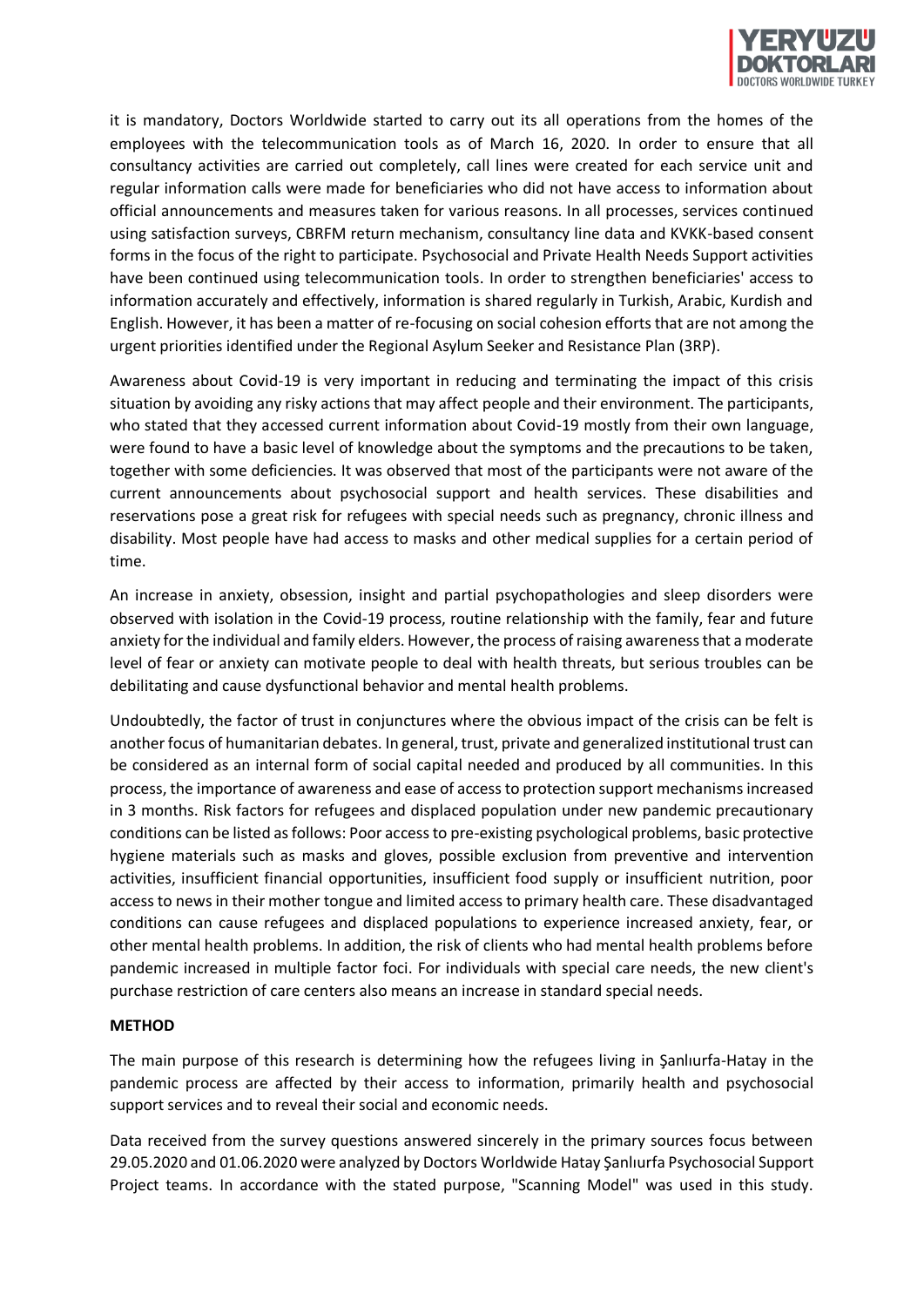it is mandatory, Doctors Worldwide started to carry out its all operations from the homes of the employees with the telecommunication tools as of March 16, 2020. In order to ensure that all consultancy activities are carried out completely, call lines were created for each service unit and regular information calls were made for beneficiaries who did not have access to information about official announcements and measures taken for various reasons. In all processes, services continued using satisfaction surveys, CBRFM return mechanism, consultancy line data and KVKK-based consent forms in the focus of the right to participate. Psychosocial and Private Health Needs Support activities have been continued using telecommunication tools. In order to strengthen beneficiaries' access to information accurately and effectively, information is shared regularly in Turkish, Arabic, Kurdish and English. However, it has been a matter of re-focusing on social cohesion efforts that are not among the urgent priorities identified under the Regional Asylum Seeker and Resistance Plan (3RP).

Awareness about Covid-19 is very important in reducing and terminating the impact of this crisis situation by avoiding any risky actions that may affect people and their environment. The participants, who stated that they accessed current information about Covid-19 mostly from their own language, were found to have a basic level of knowledge about the symptoms and the precautions to be taken, together with some deficiencies. It was observed that most of the participants were not aware of the current announcements about psychosocial support and health services. These disabilities and reservations pose a great risk for refugees with special needs such as pregnancy, chronic illness and disability. Most people have had access to masks and other medical supplies for a certain period of time.

An increase in anxiety, obsession, insight and partial psychopathologies and sleep disorders were observed with isolation in the Covid-19 process, routine relationship with the family, fear and future anxiety for the individual and family elders. However, the process of raising awareness that a moderate level of fear or anxiety can motivate people to deal with health threats, but serious troubles can be debilitating and cause dysfunctional behavior and mental health problems.

Undoubtedly, the factor of trust in conjunctures where the obvious impact of the crisis can be felt is another focus of humanitarian debates. In general, trust, private and generalized institutional trust can be considered as an internal form of social capital needed and produced by all communities. In this process, the importance of awareness and ease of access to protection support mechanisms increased in 3 months. Risk factors for refugees and displaced population under new pandemic precautionary conditions can be listed as follows: Poor access to pre-existing psychological problems, basic protective hygiene materials such as masks and gloves, possible exclusion from preventive and intervention activities, insufficient financial opportunities, insufficient food supply or insufficient nutrition, poor access to news in their mother tongue and limited access to primary health care. These disadvantaged conditions can cause refugees and displaced populations to experience increased anxiety, fear, or other mental health problems. In addition, the risk of clients who had mental health problems before pandemic increased in multiple factor foci. For individuals with special care needs, the new client's purchase restriction of care centers also means an increase in standard special needs.

**METHOD**

The main purpose of this research is determining how the refugees living in Şanlıurfa-Hatay in the pandemic process are affected by their access to information, primarily health and psychosocial support services and to reveal their social and economic needs.

Data received from the survey questions answered sincerely in the primary sources focus between 29.05.2020 and 01.06.2020 were analyzed by Doctors Worldwide Hatay Şanlıurfa Psychosocial Support Project teams. In accordance with the stated purpose, "Scanning Model" was used in this study.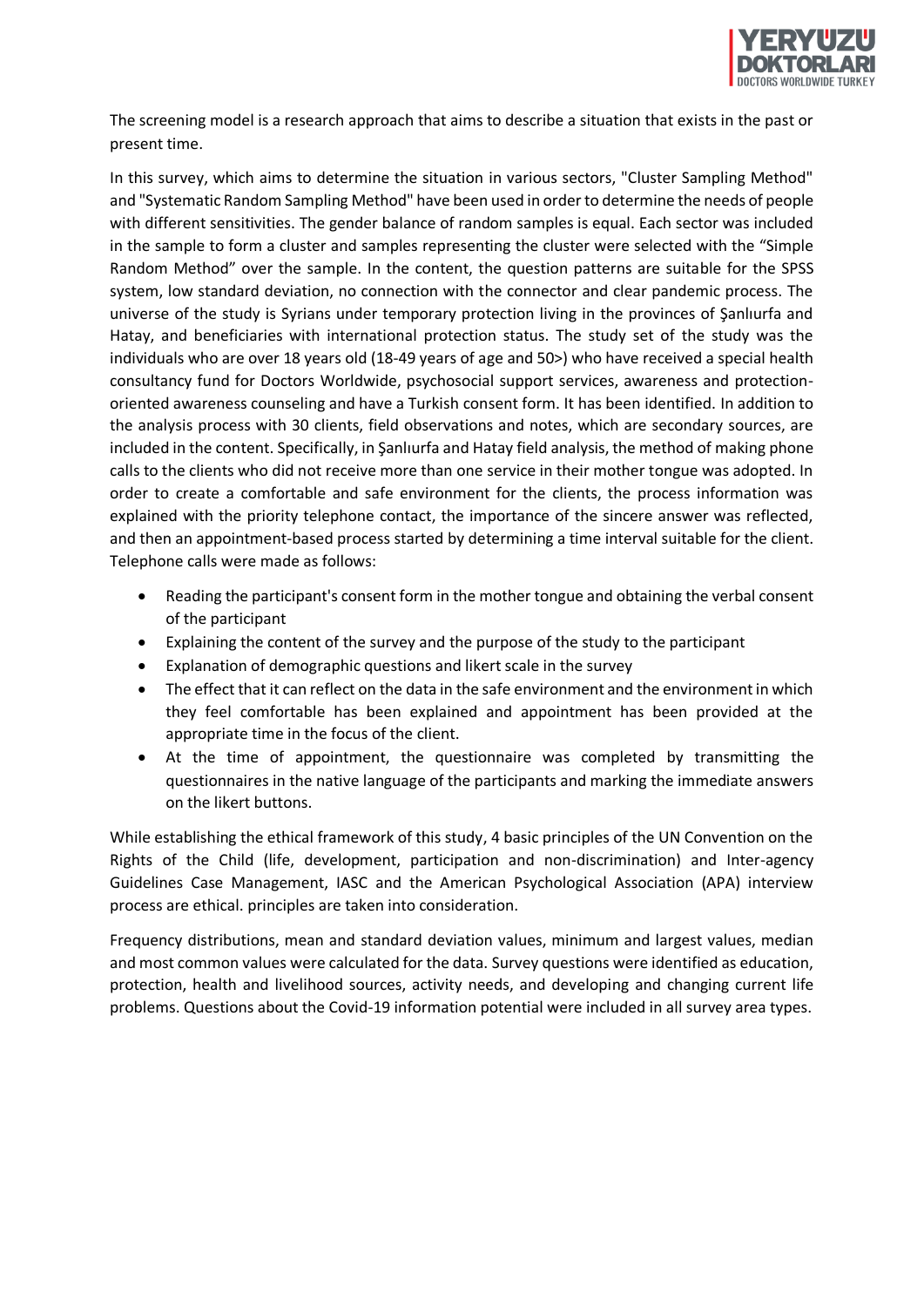The screening model is a research approach that aims to describe a situation that exists in the past or present time.

In this survey, which aims to determine the situation in various sectors, "Cluster Sampling Method" and "Systematic Random Sampling Method" have been used in order to determine the needs of people with different sensitivities. The gender balance of random samples is equal. Each sector was included in the sample to form a cluster and samples representing the cluster were selected with the "Simple Random Method" over the sample. In the content, the question patterns are suitable for the SPSS system, low standard deviation, no connection with the connector and clear pandemic process. The universe of the study is Syrians under temporary protection living in the provinces of Şanlıurfa and Hatay, and beneficiaries with international protection status. The study set of the study was the individuals who are over 18 years old (18-49 years of age and 50>) who have received a special health consultancy fund for Doctors Worldwide, psychosocial support services, awareness and protection-oriented awareness counseling and have a Turkish consent form. It has been identified. In addition to the analysis process with 30 clients, field observations and notes, which are secondary sources, are included in the content. Specifically, in Şanlıurfa and Hatay field analysis, the method of making phone calls to the clients who did not receive more than one service in their mother tongue was adopted. In order to create a comfortable and safe environment for the clients, the process information was explained with the priority telephone contact, the importance of the sincere answer was reflected, and then an appointment-based process started by determining a time interval suitable for the client. Telephone calls were made as follows:

- Reading the participant's consent form in the mother tongue and obtaining the verbal consent of the participant
- Explaining the content of the survey and the purpose of the study to the participant
- Explanation of demographic questions and likert scale in the survey
- The effect that it can reflect on the data in the safe environment and the environment in which they feel comfortable has been explained and appointment has been provided at the appropriate time in the focus of the client.
- At the time of appointment, the questionnaire was completed by transmitting the questionnaires in the native language of the participants and marking the immediate answers on the likert buttons.

While establishing the ethical framework of this study, 4 basic principles of the UN Convention on the Rights of the Child (life, development, participation and non-discrimination) and Inter-agency Guidelines Case Management, IASC and the American Psychological Association (APA) interview process are ethical. principles are taken into consideration.

Frequency distributions, mean and standard deviation values, minimum and largest values, median and most common values were calculated for the data. Survey questions were identified as education, protection, health and livelihood sources, activity needs, and developing and changing current life problems. Questions about the Covid-19 information potential were included in all survey area types.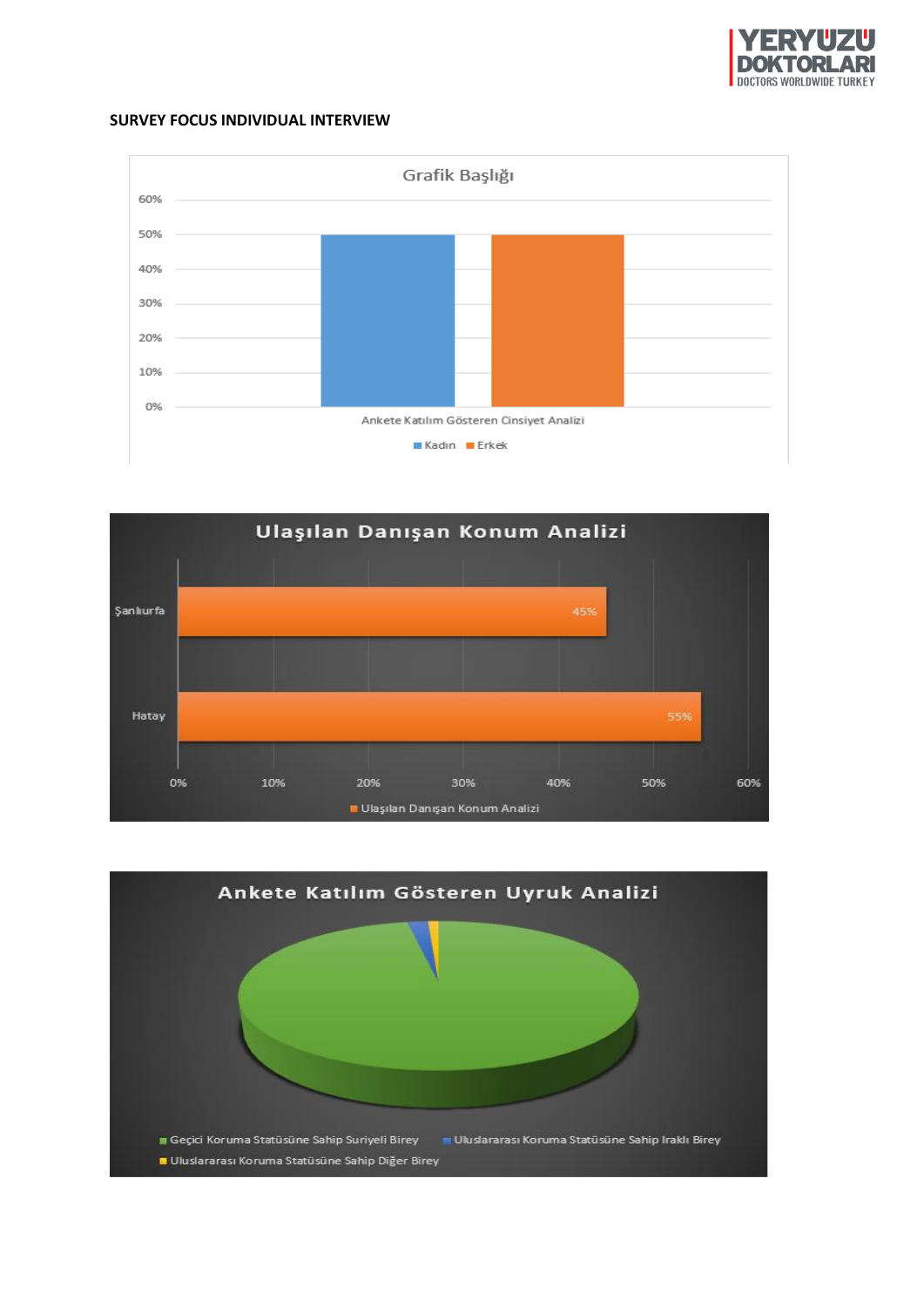**SURVEY FOCUS INDIVIDUAL INTERVIEW**

Grafik Başlığı

60%
50%
40%
30%
20%
10%
0%

Ankete Katılım Gösteren Cinsiyet Analizi

Kadın Erkek

Ulaşılan Danışan Konum Analizi

Şanlıurfa 45%

Hatay 55%

0% 10% 20% 30% 40% 50% 60%

Ulaşılan Danışan Konum Analizi

Ankete Katılım Gösteren Uyruk Analizi

Geçici Koruma Statüsüne Sahip Suriyeli Birey Uluslararası Koruma Statüsüne Sahip Iraklı Birey
Uluslararası Koruma Statüsüne Sahip Diğer Birey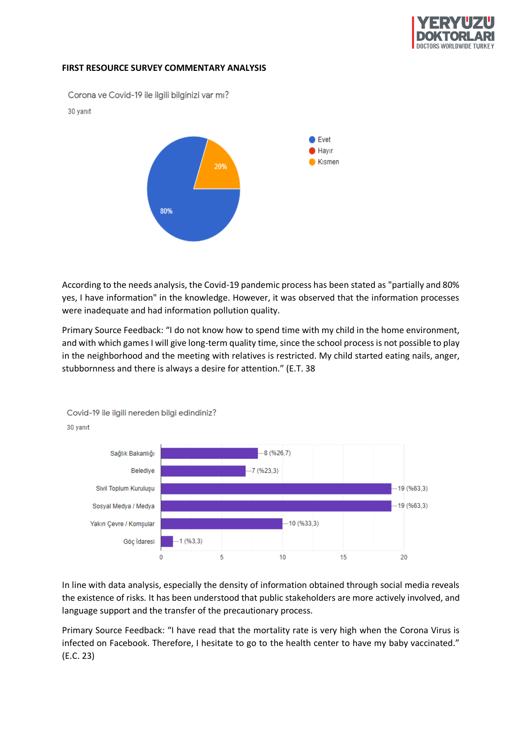**FIRST RESOURCE SURVEY COMMENTARY ANALYSIS**

Corona ve Covid-19 ile ilgili bilginiz var mı?

30 yanıt

| Yanıt | Oran |
|---|---|
| Evet | 80% |
| Hayır | |
| Kısmen | 20% |

According to the needs analysis, the Covid-19 pandemic process has been stated as "partially and 80% yes, I have information" in the knowledge. However, it was observed that the information processes were inadequate and had information pollution quality.

Primary Source Feedback: "I do not know how to spend time with my child in the home environment, and with which games I will give long-term quality time, since the school process is not possible to play in the neighborhood and the meeting with relatives is restricted. My child started eating nails, anger, stubbornness and there is always a desire for attention." (E.T. 38

Covid-19 ile ilgili nereden bilgi edindiniz?

30 yanıt

| Kaynak | Yanıt |
|---|---|
| Sağlık Bakanlığı | 8 (%26,7) |
| Belediye | 7 (%23,3) |
| Sivil Toplum Kuruluşu | 19 (%63,3) |
| Sosyal Medya / Medya | 19 (%63,3) |
| Yakın Çevre / Komşular | 10 (%33,3) |
| Göç İdaresi | 1 (%3,3) |

In line with data analysis, especially the density of information obtained through social media reveals the existence of risks. It has been understood that public stakeholders are more actively involved, and language support and the transfer of the precautionary process.

Primary Source Feedback: "I have read that the mortality rate is very high when the Corona Virus is infected on Facebook. Therefore, I hesitate to go to the health center to have my baby vaccinated." (E.C. 23)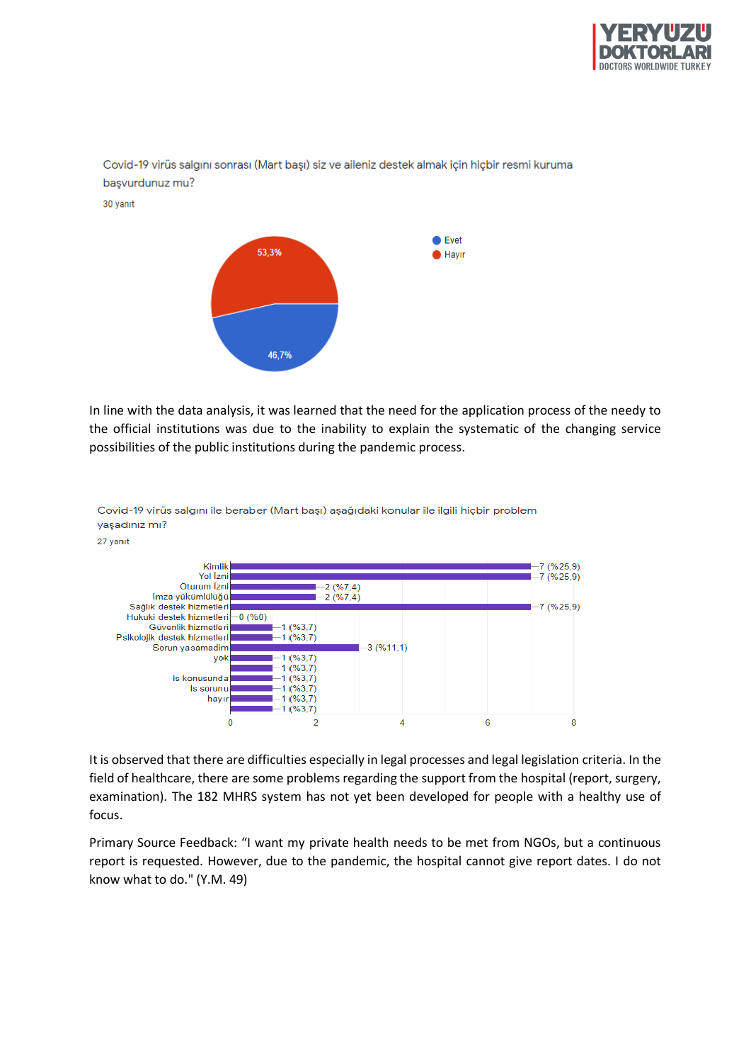Covid-19 virüs salgını sonrası (Mart başı) siz ve aileniz destek almak için hiçbir resmi kuruma başvurdunuz mu?

30 yanıt

| Yanıt | Yüzde |
| --- | --- |
| Evet | 46,7% |
| Hayır | 53,3% |

In line with the data analysis, it was learned that the need for the application process of the needy to the official institutions was due to the inability to explain the systematic of the changing service possibilities of the public institutions during the pandemic process.

Covid-19 virüs salgını ile beraber (Mart başı) aşağıdaki konular ile ilgili hiçbir problem yaşadınız mı?

27 yanıt

| Konu | Yanıt |
| --- | --- |
| Kimlik | 7 (%25,9) |
| Yol İzni | 7 (%25,9) |
| Oturum İzni | 2 (%7,4) |
| İmza yükümlülüğü | 2 (%7,4) |
| Sağlık destek hizmetleri | 7 (%25,9) |
| Hukuki destek hizmetleri | 0 (%0) |
| Güvenlik hizmetleri | 1 (%3,7) |
| Psikolojik destek hizmetleri | 1 (%3,7) |
| Sorun yasamadim | 3 (%11,1) |
| yok | 1 (%3,7) |
| | 1 (%3,7) |
| Is konusunda | 1 (%3,7) |
| Is sorunu | 1 (%3,7) |
| hayır | 1 (%3,7) |
| | 1 (%3,7) |

It is observed that there are difficulties especially in legal processes and legal legislation criteria. In the field of healthcare, there are some problems regarding the support from the hospital (report, surgery, examination). The 182 MHRS system has not yet been developed for people with a healthy use of focus.

Primary Source Feedback: "I want my private health needs to be met from NGOs, but a continuous report is requested. However, due to the pandemic, the hospital cannot give report dates. I do not know what to do." (Y.M. 49)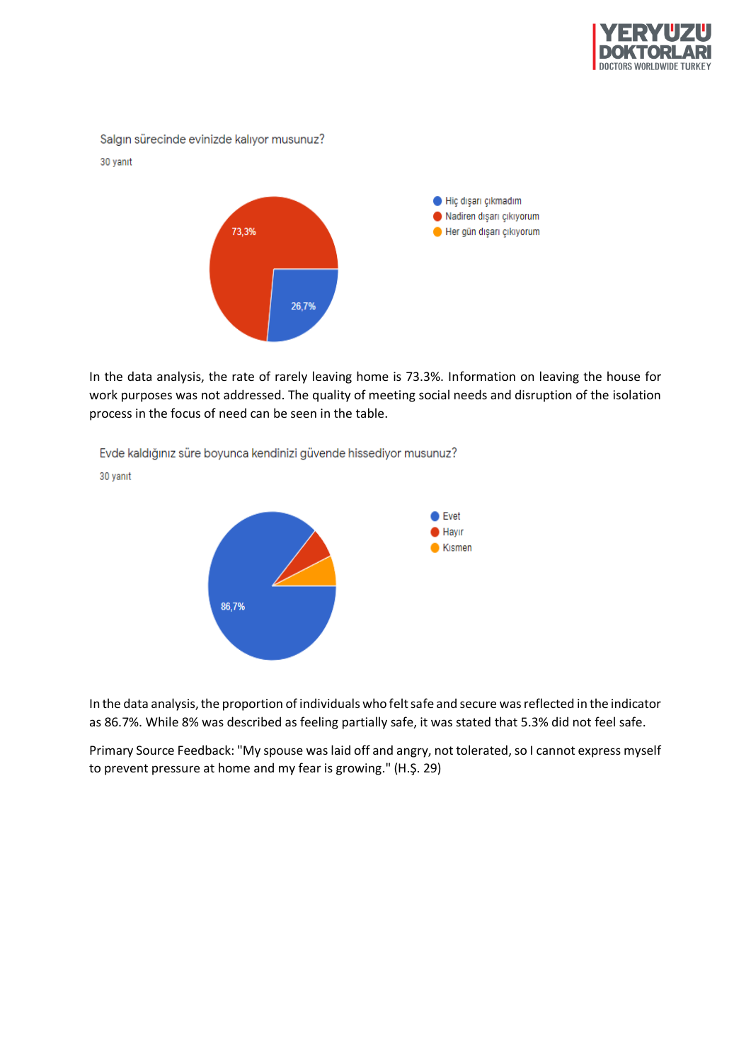Salgın sürecinde evinizde kalıyor musunuz?

30 yanıt

- Hiç dışarı çıkmadım: 26,7%
- Nadiren dışarı çıkıyorum: 73,3%
- Her gün dışarı çıkıyorum

In the data analysis, the rate of rarely leaving home is 73.3%. Information on leaving the house for work purposes was not addressed. The quality of meeting social needs and disruption of the isolation process in the focus of need can be seen in the table.

Evde kaldığınız süre boyunca kendinizi güvende hissediyor musunuz?

30 yanıt

- Evet: 86,7%
- Hayır
- Kısmen

In the data analysis, the proportion of individuals who felt safe and secure was reflected in the indicator as 86.7%. While 8% was described as feeling partially safe, it was stated that 5.3% did not feel safe.

Primary Source Feedback: "My spouse was laid off and angry, not tolerated, so I cannot express myself to prevent pressure at home and my fear is growing." (H.Ş. 29)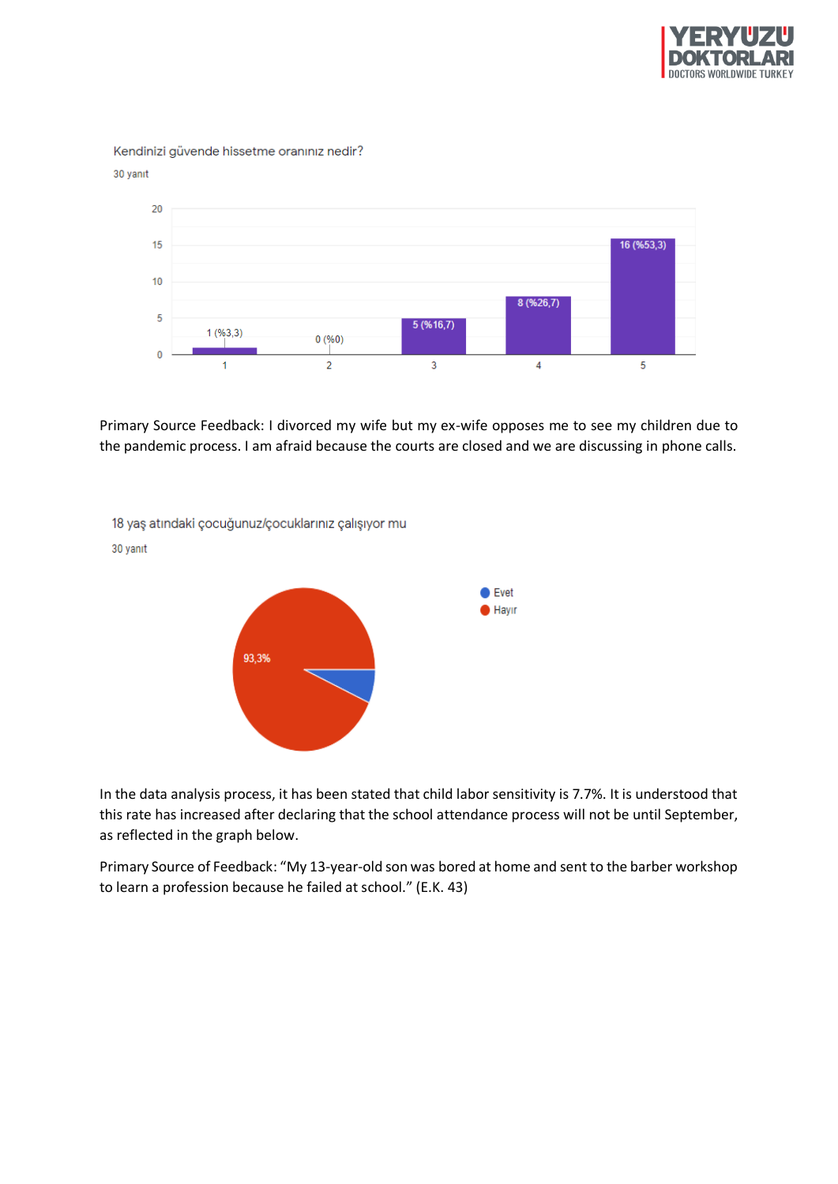Kendinizi güvende hissetme oranınız nedir?

30 yanıt

| | 1 | 2 | 3 | 4 | 5 |
|---|---|---|---|---|---|
| Yanıt | 1 (%3,3) | 0 (%0) | 5 (%16,7) | 8 (%26,7) | 16 (%53,3) |

Primary Source Feedback: I divorced my wife but my ex-wife opposes me to see my children due to the pandemic process. I am afraid because the courts are closed and we are discussing in phone calls.

18 yaş atındaki çocuğunuz/çocuklarınız çalışıyor mu

30 yanıt

- Evet
- Hayır: 93,3%

In the data analysis process, it has been stated that child labor sensitivity is 7.7%. It is understood that this rate has increased after declaring that the school attendance process will not be until September, as reflected in the graph below.

Primary Source of Feedback: "My 13-year-old son was bored at home and sent to the barber workshop to learn a profession because he failed at school." (E.K. 43)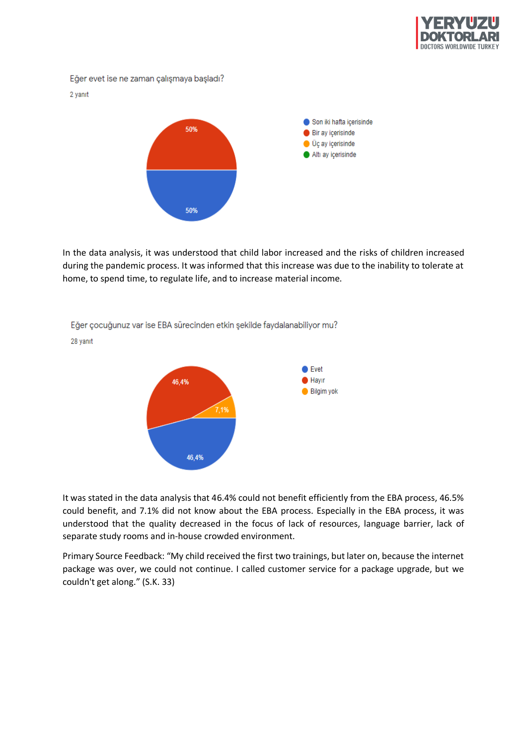Eğer evet ise ne zaman çalışmaya başladı?

2 yanıt

- Son iki hafta içerisinde: 50%
- Bir ay içerisinde: 50%
- Üç ay içerisinde
- Altı ay içerisinde

In the data analysis, it was understood that child labor increased and the risks of children increased during the pandemic process. It was informed that this increase was due to the inability to tolerate at home, to spend time, to regulate life, and to increase material income.

Eğer çocuğunuz var ise EBA sürecinden etkin şekilde faydalanabiliyor mu?

28 yanıt

- Evet: 46,4%
- Hayır: 46,4%
- Bilgim yok: 7,1%

It was stated in the data analysis that 46.4% could not benefit efficiently from the EBA process, 46.5% could benefit, and 7.1% did not know about the EBA process. Especially in the EBA process, it was understood that the quality decreased in the focus of lack of resources, language barrier, lack of separate study rooms and in-house crowded environment.

Primary Source Feedback: "My child received the first two trainings, but later on, because the internet package was over, we could not continue. I called customer service for a package upgrade, but we couldn't get along." (S.K. 33)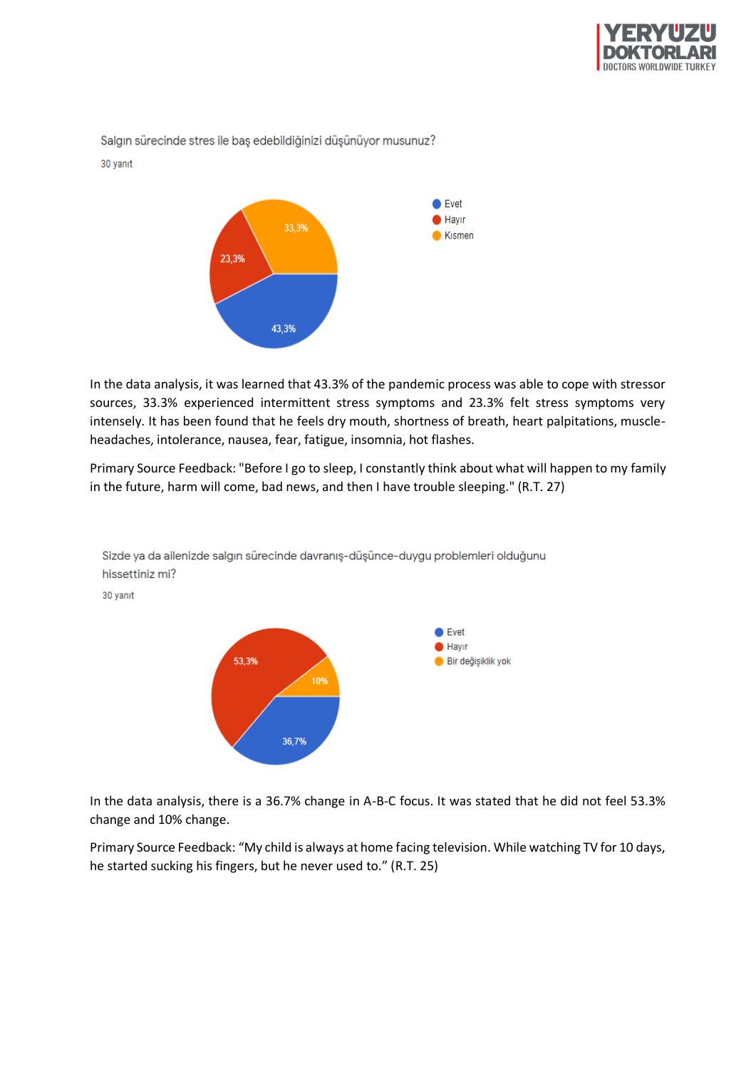Salgın sürecinde stres ile baş edebildiğinizi düşünüyor musunuz?

30 yanıt

| Yanıt | Oran |
|---|---|
| Evet | 43,3% |
| Hayır | 23,3% |
| Kısmen | 33,3% |

In the data analysis, it was learned that 43.3% of the pandemic process was able to cope with stressor sources, 33.3% experienced intermittent stress symptoms and 23.3% felt stress symptoms very intensely. It has been found that he feels dry mouth, shortness of breath, heart palpitations, muscle-headaches, intolerance, nausea, fear, fatigue, insomnia, hot flashes.

Primary Source Feedback: "Before I go to sleep, I constantly think about what will happen to my family in the future, harm will come, bad news, and then I have trouble sleeping." (R.T. 27)

Sizde ya da ailenizde salgın sürecinde davranış-düşünce-duygu problemleri olduğunu hissettiniz mi?

30 yanıt

| Yanıt | Oran |
|---|---|
| Evet | 36,7% |
| Hayır | 53,3% |
| Bir değişiklik yok | 10% |

In the data analysis, there is a 36.7% change in A-B-C focus. It was stated that he did not feel 53.3% change and 10% change.

Primary Source Feedback: "My child is always at home facing television. While watching TV for 10 days, he started sucking his fingers, but he never used to." (R.T. 25)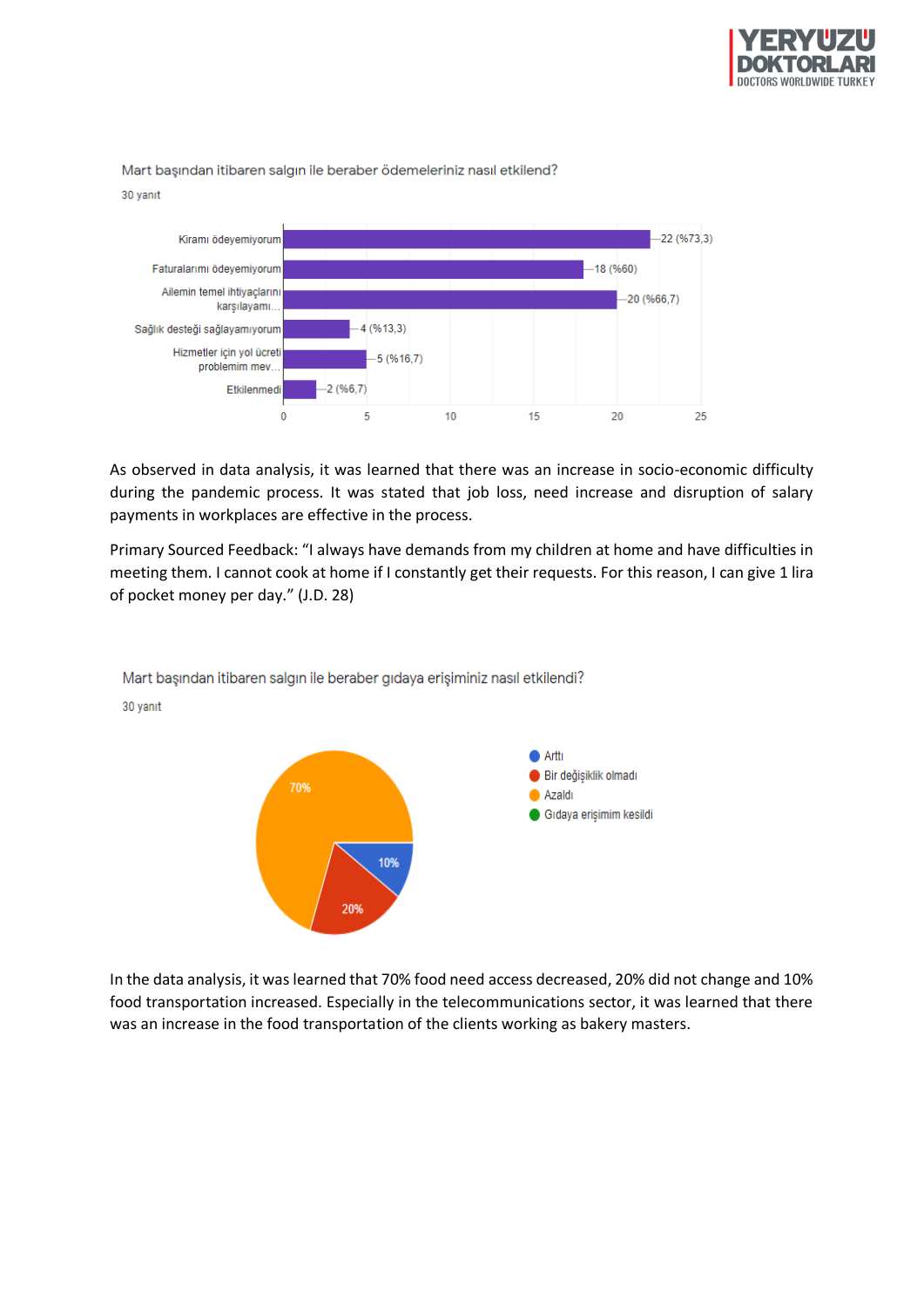Mart başından itibaren salgın ile beraber ödemeleriniz nasıl etkilend?

30 yanıt

| Yanıt | Sayı (%) |
|---|---|
| Kiramı ödeyemiyorum | 22 (%73,3) |
| Faturalarımı ödeyemiyorum | 18 (%60) |
| Ailemin temel ihtiyaçlarını karşılayamı... | 20 (%66,7) |
| Sağlık desteği sağlayamıyorum | 4 (%13,3) |
| Hizmetler için yol ücreti problemim mev... | 5 (%16,7) |
| Etkilenmedi | 2 (%6,7) |

As observed in data analysis, it was learned that there was an increase in socio-economic difficulty during the pandemic process. It was stated that job loss, need increase and disruption of salary payments in workplaces are effective in the process.

Primary Sourced Feedback: "I always have demands from my children at home and have difficulties in meeting them. I cannot cook at home if I constantly get their requests. For this reason, I can give 1 lira of pocket money per day." (J.D. 28)

Mart başından itibaren salgın ile beraber gıdaya erişiminiz nasıl etkilendi?

30 yanıt

| Yanıt | Oran |
|---|---|
| Arttı | 10% |
| Bir değişiklik olmadı | 20% |
| Azaldı | 70% |
| Gıdaya erişimim kesildi | |

In the data analysis, it was learned that 70% food need access decreased, 20% did not change and 10% food transportation increased. Especially in the telecommunications sector, it was learned that there was an increase in the food transportation of the clients working as bakery masters.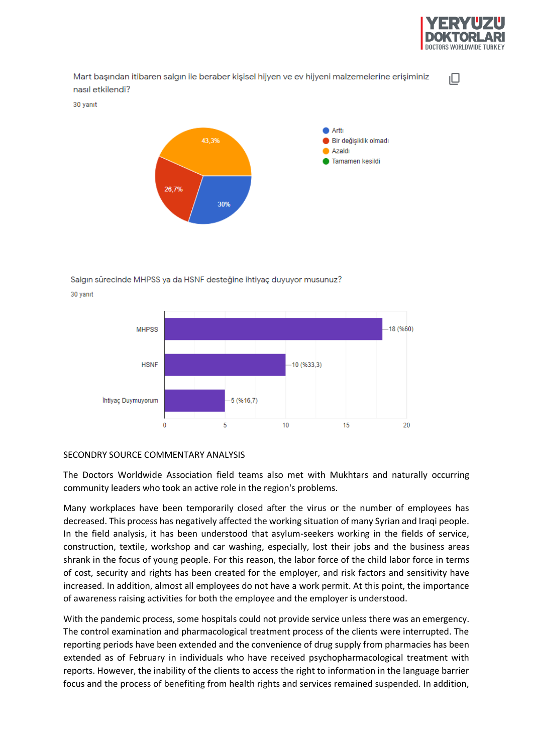Mart başından itibaren salgın ile beraber kişisel hijyen ve ev hijyeni malzemelerine erişiminiz nasıl etkilendi?

30 yanıt

| Yanıt | Oran |
| --- | --- |
| Arttı | 30% |
| Bir değişiklik olmadı | 26,7% |
| Azaldı | 43,3% |
| Tamamen kesildi | |

Salgın sürecinde MHPSS ya da HSNF desteğine ihtiyaç duyuyor musunuz?

30 yanıt

| Yanıt | Sayı (%) |
| --- | --- |
| MHPSS | 18 (%60) |
| HSNF | 10 (%33,3) |
| İhtiyaç Duymuyorum | 5 (%16,7) |

SECONDRY SOURCE COMMENTARY ANALYSIS

The Doctors Worldwide Association field teams also met with Mukhtars and naturally occurring community leaders who took an active role in the region's problems.

Many workplaces have been temporarily closed after the virus or the number of employees has decreased. This process has negatively affected the working situation of many Syrian and Iraqi people. In the field analysis, it has been understood that asylum-seekers working in the fields of service, construction, textile, workshop and car washing, especially, lost their jobs and the business areas shrank in the focus of young people. For this reason, the labor force of the child labor force in terms of cost, security and rights has been created for the employer, and risk factors and sensitivity have increased. In addition, almost all employees do not have a work permit. At this point, the importance of awareness raising activities for both the employee and the employer is understood.

With the pandemic process, some hospitals could not provide service unless there was an emergency. The control examination and pharmacological treatment process of the clients were interrupted. The reporting periods have been extended and the convenience of drug supply from pharmacies has been extended as of February in individuals who have received psychopharmacological treatment with reports. However, the inability of the clients to access the right to information in the language barrier focus and the process of benefiting from health rights and services remained suspended. In addition,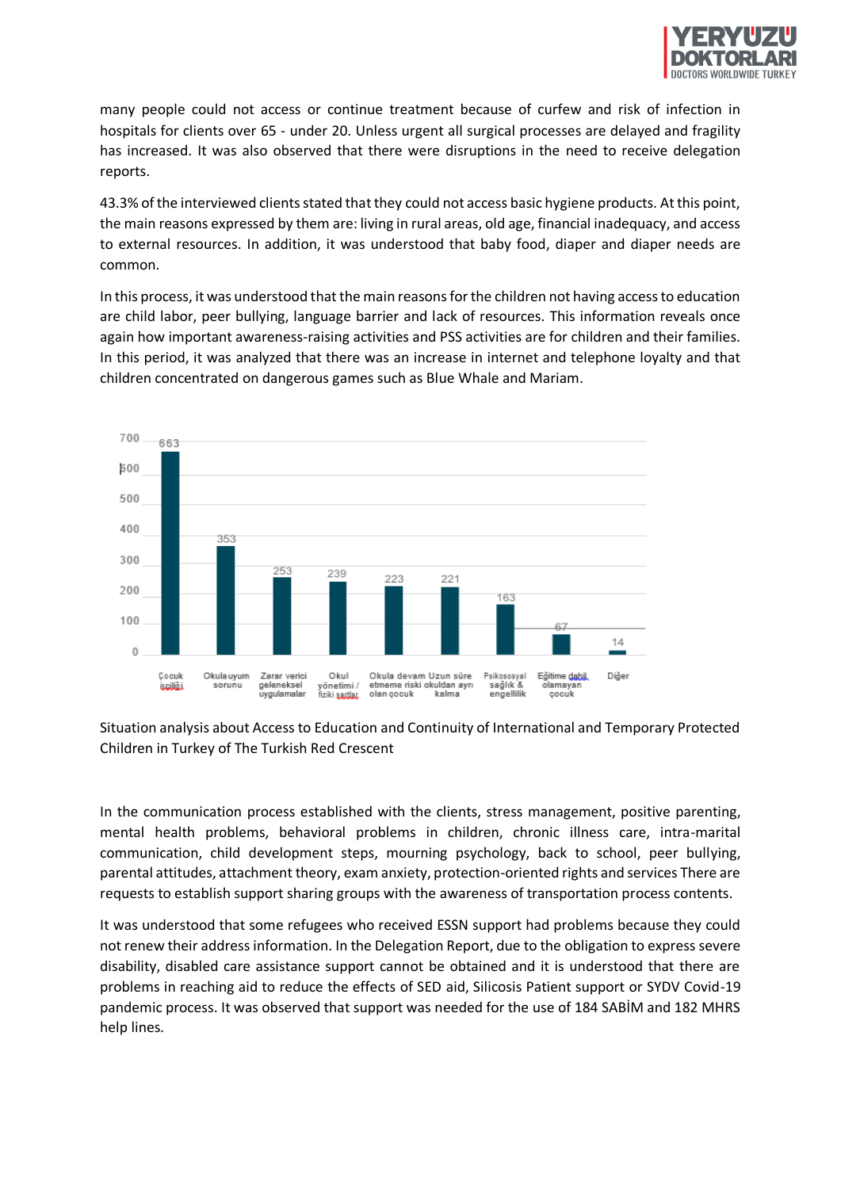many people could not access or continue treatment because of curfew and risk of infection in hospitals for clients over 65 - under 20. Unless urgent all surgical processes are delayed and fragility has increased. It was also observed that there were disruptions in the need to receive delegation reports.

43.3% of the interviewed clients stated that they could not access basic hygiene products. At this point, the main reasons expressed by them are: living in rural areas, old age, financial inadequacy, and access to external resources. In addition, it was understood that baby food, diaper and diaper needs are common.

In this process, it was understood that the main reasons for the children not having access to education are child labor, peer bullying, language barrier and lack of resources. This information reveals once again how important awareness-raising activities and PSS activities are for children and their families. In this period, it was analyzed that there was an increase in internet and telephone loyalty and that children concentrated on dangerous games such as Blue Whale and Mariam.

| Çocuk işçiliği | Okula uyum sorunu | Zarar verici geleneksel uygulamalar | Okul yönetimi / fiziki şartlar | Okula devam etmeme riski olan çocuk | Uzun süre okuldan ayrı kalma | Psikososyal sağlık & engellilik | Eğitime dahil olamayan çocuk | Diğer |
|---|---|---|---|---|---|---|---|---|
| 663 | 353 | 253 | 239 | 223 | 221 | 163 | 67 | 14 |

Situation analysis about Access to Education and Continuity of International and Temporary Protected Children in Turkey of The Turkish Red Crescent

In the communication process established with the clients, stress management, positive parenting, mental health problems, behavioral problems in children, chronic illness care, intra-marital communication, child development steps, mourning psychology, back to school, peer bullying, parental attitudes, attachment theory, exam anxiety, protection-oriented rights and services There are requests to establish support sharing groups with the awareness of transportation process contents.

It was understood that some refugees who received ESSN support had problems because they could not renew their address information. In the Delegation Report, due to the obligation to express severe disability, disabled care assistance support cannot be obtained and it is understood that there are problems in reaching aid to reduce the effects of SED aid, Silicosis Patient support or SYDV Covid-19 pandemic process. It was observed that support was needed for the use of 184 SABİM and 182 MHRS help lines.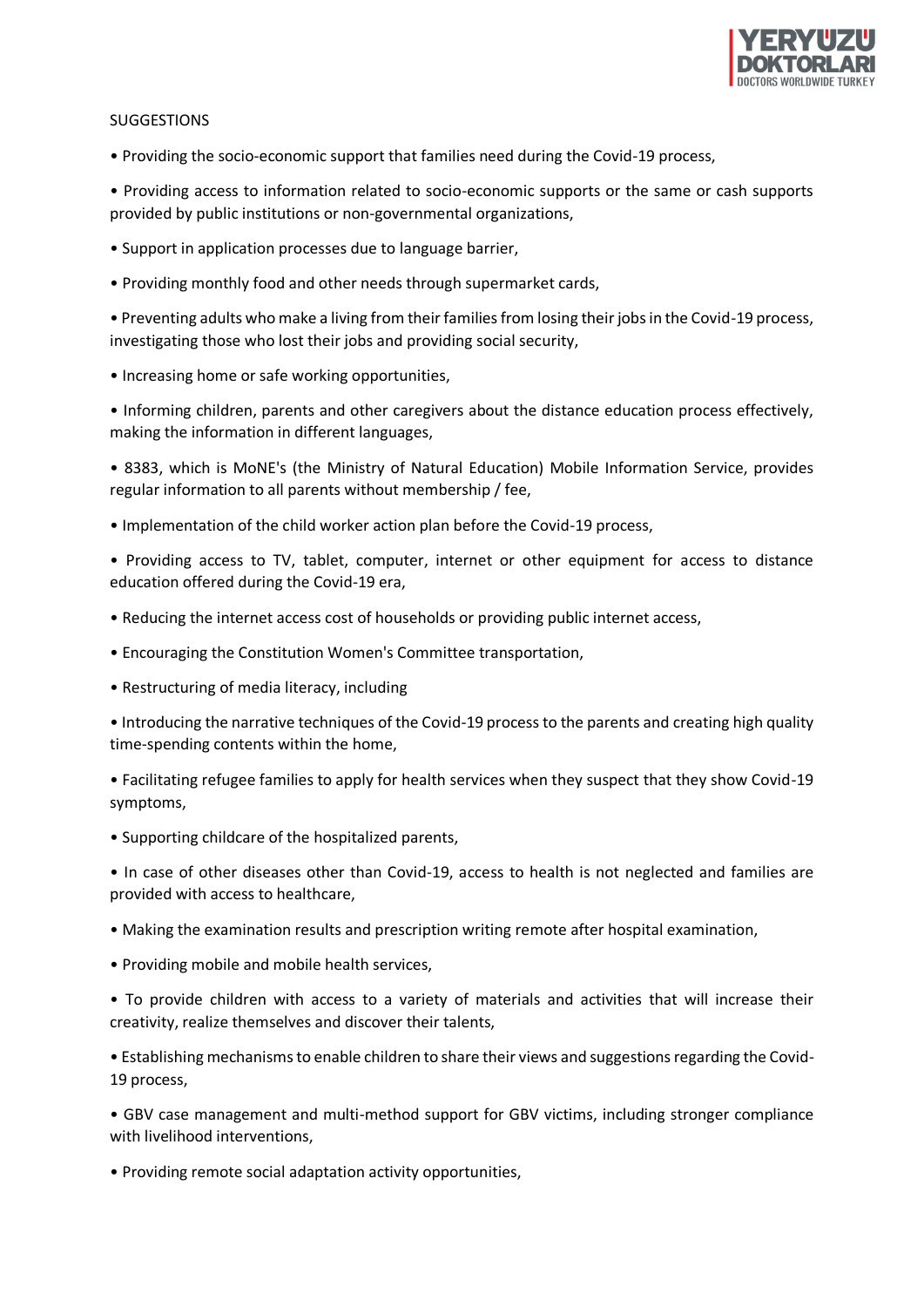SUGGESTIONS

- Providing the socio-economic support that families need during the Covid-19 process,
- Providing access to information related to socio-economic supports or the same or cash supports provided by public institutions or non-governmental organizations,
- Support in application processes due to language barrier,
- Providing monthly food and other needs through supermarket cards,
- Preventing adults who make a living from their families from losing their jobs in the Covid-19 process, investigating those who lost their jobs and providing social security,
- Increasing home or safe working opportunities,
- Informing children, parents and other caregivers about the distance education process effectively, making the information in different languages,
- 8383, which is MoNE's (the Ministry of Natural Education) Mobile Information Service, provides regular information to all parents without membership / fee,
- Implementation of the child worker action plan before the Covid-19 process,
- Providing access to TV, tablet, computer, internet or other equipment for access to distance education offered during the Covid-19 era,
- Reducing the internet access cost of households or providing public internet access,
- Encouraging the Constitution Women's Committee transportation,
- Restructuring of media literacy, including
- Introducing the narrative techniques of the Covid-19 process to the parents and creating high quality time-spending contents within the home,
- Facilitating refugee families to apply for health services when they suspect that they show Covid-19 symptoms,
- Supporting childcare of the hospitalized parents,
- In case of other diseases other than Covid-19, access to health is not neglected and families are provided with access to healthcare,
- Making the examination results and prescription writing remote after hospital examination,
- Providing mobile and mobile health services,
- To provide children with access to a variety of materials and activities that will increase their creativity, realize themselves and discover their talents,
- Establishing mechanisms to enable children to share their views and suggestions regarding the Covid-19 process,
- GBV case management and multi-method support for GBV victims, including stronger compliance with livelihood interventions,
- Providing remote social adaptation activity opportunities,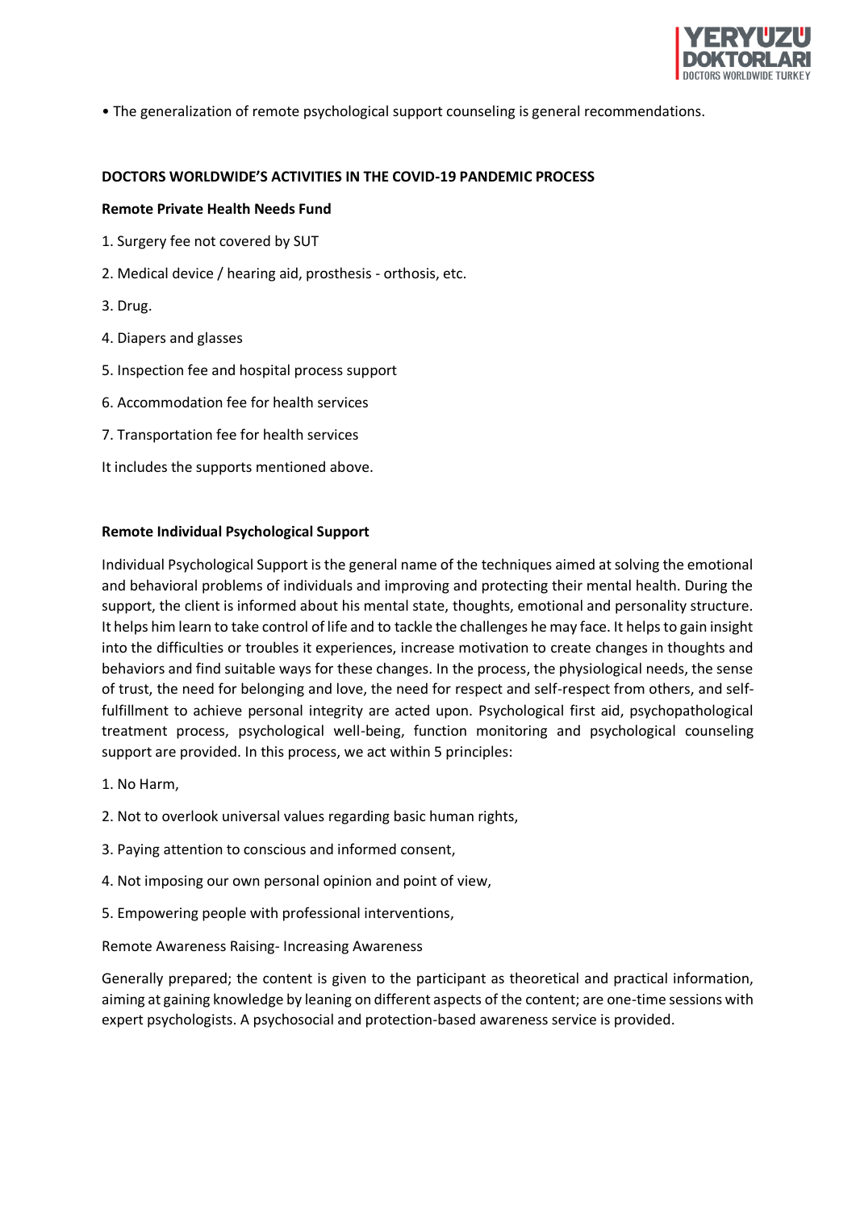• The generalization of remote psychological support counseling is general recommendations.

## DOCTORS WORLDWIDE'S ACTIVITIES IN THE COVID-19 PANDEMIC PROCESS

### Remote Private Health Needs Fund

1. Surgery fee not covered by SUT
2. Medical device / hearing aid, prosthesis - orthosis, etc.
3. Drug.
4. Diapers and glasses
5. Inspection fee and hospital process support
6. Accommodation fee for health services
7. Transportation fee for health services

It includes the supports mentioned above.

### Remote Individual Psychological Support

Individual Psychological Support is the general name of the techniques aimed at solving the emotional and behavioral problems of individuals and improving and protecting their mental health. During the support, the client is informed about his mental state, thoughts, emotional and personality structure. It helps him learn to take control of life and to tackle the challenges he may face. It helps to gain insight into the difficulties or troubles it experiences, increase motivation to create changes in thoughts and behaviors and find suitable ways for these changes. In the process, the physiological needs, the sense of trust, the need for belonging and love, the need for respect and self-respect from others, and self-fulfillment to achieve personal integrity are acted upon. Psychological first aid, psychopathological treatment process, psychological well-being, function monitoring and psychological counseling support are provided. In this process, we act within 5 principles:

1. No Harm,
2. Not to overlook universal values regarding basic human rights,
3. Paying attention to conscious and informed consent,
4. Not imposing our own personal opinion and point of view,
5. Empowering people with professional interventions,

Remote Awareness Raising- Increasing Awareness

Generally prepared; the content is given to the participant as theoretical and practical information, aiming at gaining knowledge by leaning on different aspects of the content; are one-time sessions with expert psychologists. A psychosocial and protection-based awareness service is provided.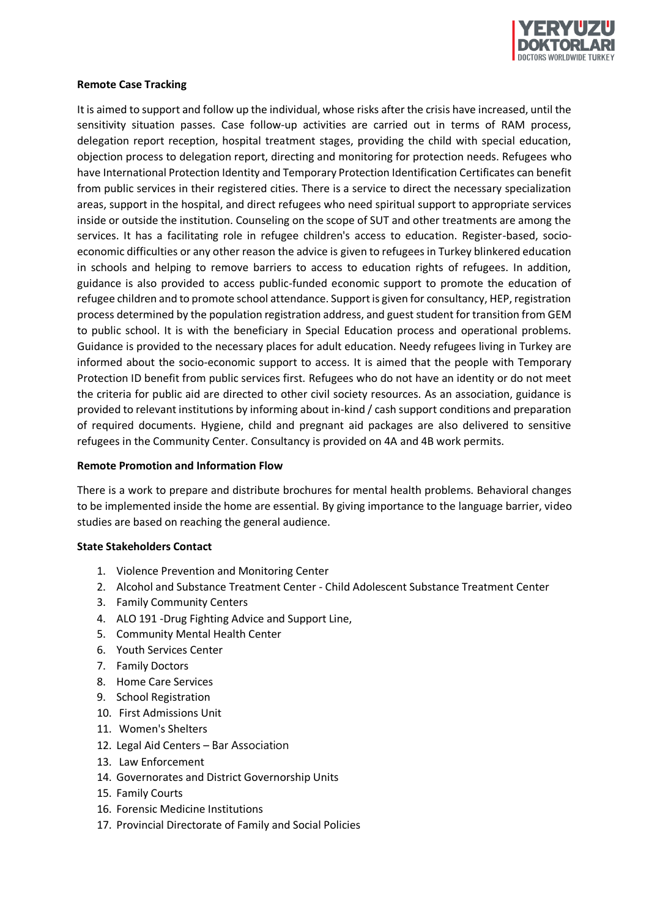**Remote Case Tracking**

It is aimed to support and follow up the individual, whose risks after the crisis have increased, until the sensitivity situation passes. Case follow-up activities are carried out in terms of RAM process, delegation report reception, hospital treatment stages, providing the child with special education, objection process to delegation report, directing and monitoring for protection needs. Refugees who have International Protection Identity and Temporary Protection Identification Certificates can benefit from public services in their registered cities. There is a service to direct the necessary specialization areas, support in the hospital, and direct refugees who need spiritual support to appropriate services inside or outside the institution. Counseling on the scope of SUT and other treatments are among the services. It has a facilitating role in refugee children's access to education. Register-based, socio-economic difficulties or any other reason the advice is given to refugees in Turkey blinkered education in schools and helping to remove barriers to access to education rights of refugees. In addition, guidance is also provided to access public-funded economic support to promote the education of refugee children and to promote school attendance. Support is given for consultancy, HEP, registration process determined by the population registration address, and guest student for transition from GEM to public school. It is with the beneficiary in Special Education process and operational problems. Guidance is provided to the necessary places for adult education. Needy refugees living in Turkey are informed about the socio-economic support to access. It is aimed that the people with Temporary Protection ID benefit from public services first. Refugees who do not have an identity or do not meet the criteria for public aid are directed to other civil society resources. As an association, guidance is provided to relevant institutions by informing about in-kind / cash support conditions and preparation of required documents. Hygiene, child and pregnant aid packages are also delivered to sensitive refugees in the Community Center. Consultancy is provided on 4A and 4B work permits.

**Remote Promotion and Information Flow**

There is a work to prepare and distribute brochures for mental health problems. Behavioral changes to be implemented inside the home are essential. By giving importance to the language barrier, video studies are based on reaching the general audience.

**State Stakeholders Contact**

1. Violence Prevention and Monitoring Center
2. Alcohol and Substance Treatment Center - Child Adolescent Substance Treatment Center
3. Family Community Centers
4. ALO 191 -Drug Fighting Advice and Support Line,
5. Community Mental Health Center
6. Youth Services Center
7. Family Doctors
8. Home Care Services
9. School Registration
10. First Admissions Unit
11. Women's Shelters
12. Legal Aid Centers – Bar Association
13. Law Enforcement
14. Governorates and District Governorship Units
15. Family Courts
16. Forensic Medicine Institutions
17. Provincial Directorate of Family and Social Policies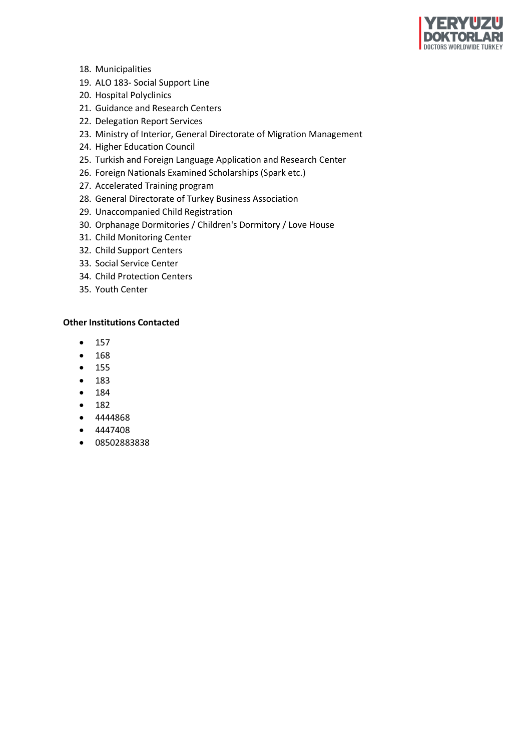18. Municipalities
19. ALO 183- Social Support Line
20. Hospital Polyclinics
21. Guidance and Research Centers
22. Delegation Report Services
23. Ministry of Interior, General Directorate of Migration Management
24. Higher Education Council
25. Turkish and Foreign Language Application and Research Center
26. Foreign Nationals Examined Scholarships (Spark etc.)
27. Accelerated Training program
28. General Directorate of Turkey Business Association
29. Unaccompanied Child Registration
30. Orphanage Dormitories / Children's Dormitory / Love House
31. Child Monitoring Center
32. Child Support Centers
33. Social Service Center
34. Child Protection Centers
35. Youth Center

**Other Institutions Contacted**

- 157
- 168
- 155
- 183
- 184
- 182
- 4444868
- 4447408
- 08502883838